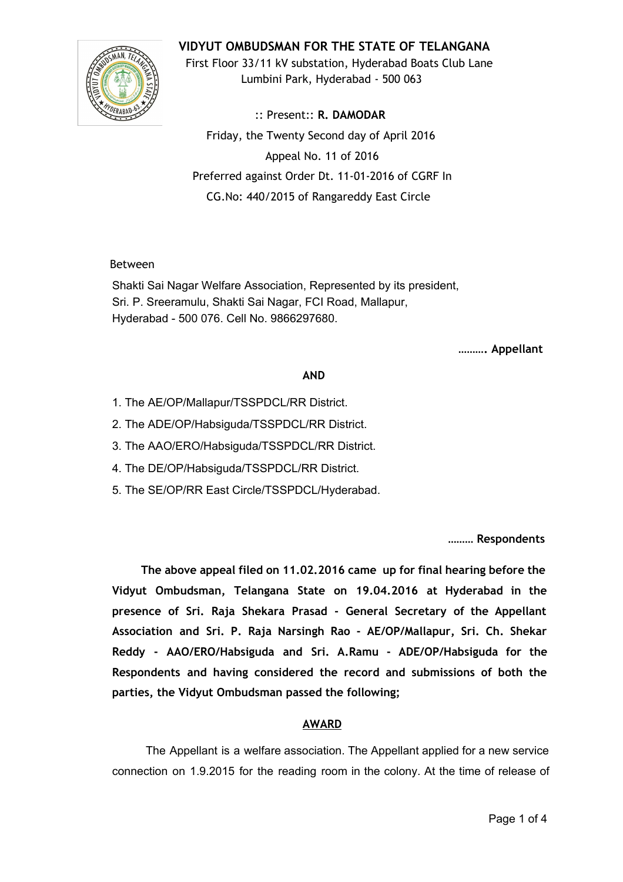# VIDYUT OMBUDSMAN FOR THE STATE OF TELANGANA

First Floor 33/11 kV substation, Hyderabad Boats Club Lane
Lumbini Park, Hyderabad - 500 063

:: Present:: **R. DAMODAR**

Friday, the Twenty Second day of April 2016

Appeal No. 11 of 2016

Preferred against Order Dt. 11-01-2016 of CGRF In
CG.No: 440/2015 of Rangareddy East Circle

Between

Shakti Sai Nagar Welfare Association, Represented by its president,
Sri. P. Sreeramulu, Shakti Sai Nagar, FCI Road, Mallapur,
Hyderabad - 500 076. Cell No. 9866297680.

**………. Appellant**

**AND**

1. The AE/OP/Mallapur/TSSPDCL/RR District.
2. The ADE/OP/Habsiguda/TSSPDCL/RR District.
3. The AAO/ERO/Habsiguda/TSSPDCL/RR District.
4. The DE/OP/Habsiguda/TSSPDCL/RR District.
5. The SE/OP/RR East Circle/TSSPDCL/Hyderabad.

**……… Respondents**

**The above appeal filed on 11.02.2016 came up for final hearing before the Vidyut Ombudsman, Telangana State on 19.04.2016 at Hyderabad in the presence of Sri. Raja Shekara Prasad - General Secretary of the Appellant Association and Sri. P. Raja Narsingh Rao - AE/OP/Mallapur, Sri. Ch. Shekar Reddy - AAO/ERO/Habsiguda and Sri. A.Ramu - ADE/OP/Habsiguda for the Respondents and having considered the record and submissions of both the parties, the Vidyut Ombudsman passed the following;**

## AWARD

The Appellant is a welfare association. The Appellant applied for a new service connection on 1.9.2015 for the reading room in the colony. At the time of release of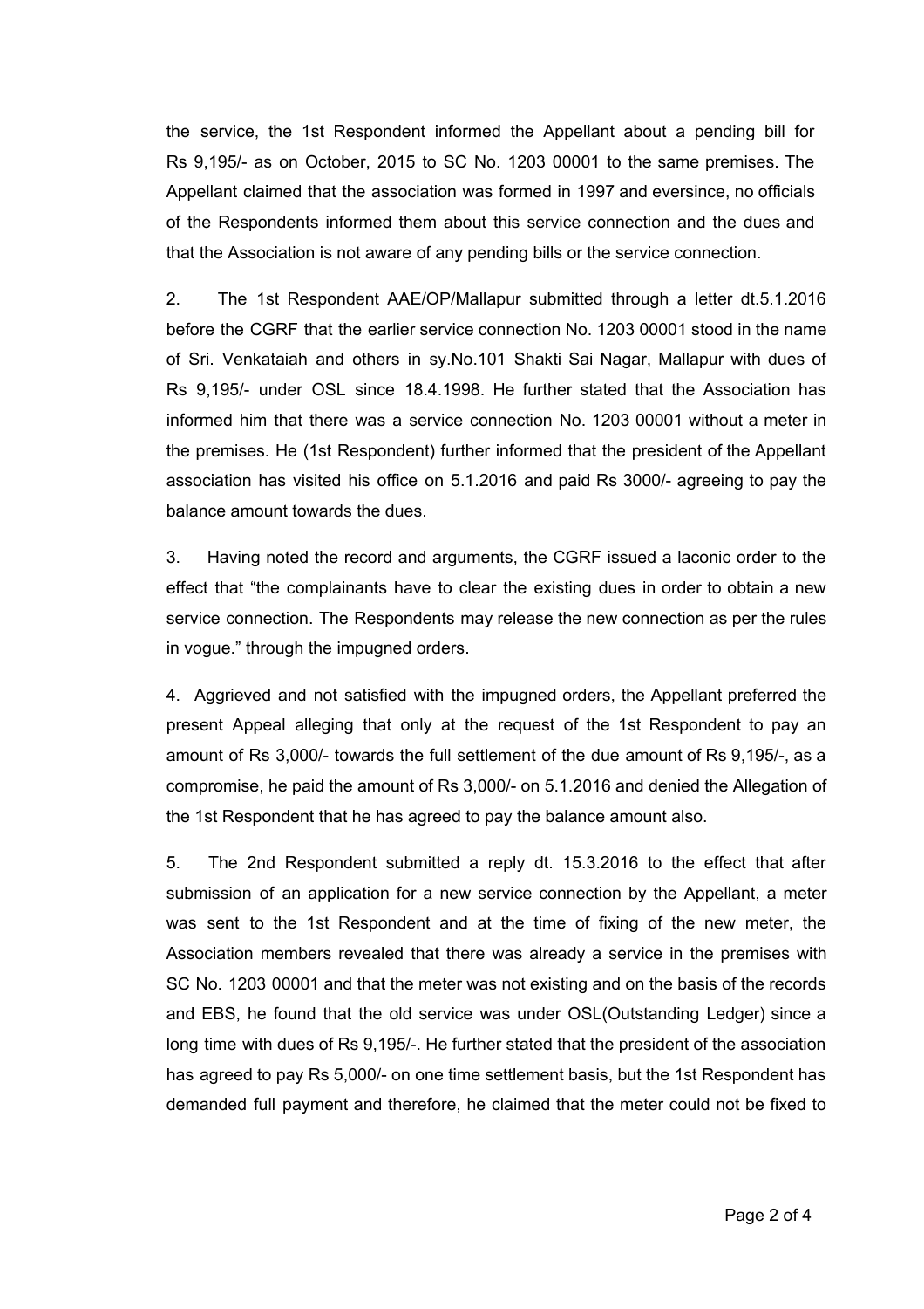the service, the 1st Respondent informed the Appellant about a pending bill for Rs 9,195/- as on October, 2015 to SC No. 1203 00001 to the same premises. The Appellant claimed that the association was formed in 1997 and eversince, no officials of the Respondents informed them about this service connection and the dues and that the Association is not aware of any pending bills or the service connection.

2. The 1st Respondent AAE/OP/Mallapur submitted through a letter dt.5.1.2016 before the CGRF that the earlier service connection No. 1203 00001 stood in the name of Sri. Venkataiah and others in sy.No.101 Shakti Sai Nagar, Mallapur with dues of Rs 9,195/- under OSL since 18.4.1998. He further stated that the Association has informed him that there was a service connection No. 1203 00001 without a meter in the premises. He (1st Respondent) further informed that the president of the Appellant association has visited his office on 5.1.2016 and paid Rs 3000/- agreeing to pay the balance amount towards the dues.

3. Having noted the record and arguments, the CGRF issued a laconic order to the effect that "the complainants have to clear the existing dues in order to obtain a new service connection. The Respondents may release the new connection as per the rules in vogue." through the impugned orders.

4. Aggrieved and not satisfied with the impugned orders, the Appellant preferred the present Appeal alleging that only at the request of the 1st Respondent to pay an amount of Rs 3,000/- towards the full settlement of the due amount of Rs 9,195/-, as a compromise, he paid the amount of Rs 3,000/- on 5.1.2016 and denied the Allegation of the 1st Respondent that he has agreed to pay the balance amount also.

5. The 2nd Respondent submitted a reply dt. 15.3.2016 to the effect that after submission of an application for a new service connection by the Appellant, a meter was sent to the 1st Respondent and at the time of fixing of the new meter, the Association members revealed that there was already a service in the premises with SC No. 1203 00001 and that the meter was not existing and on the basis of the records and EBS, he found that the old service was under OSL(Outstanding Ledger) since a long time with dues of Rs 9,195/-. He further stated that the president of the association has agreed to pay Rs 5,000/- on one time settlement basis, but the 1st Respondent has demanded full payment and therefore, he claimed that the meter could not be fixed to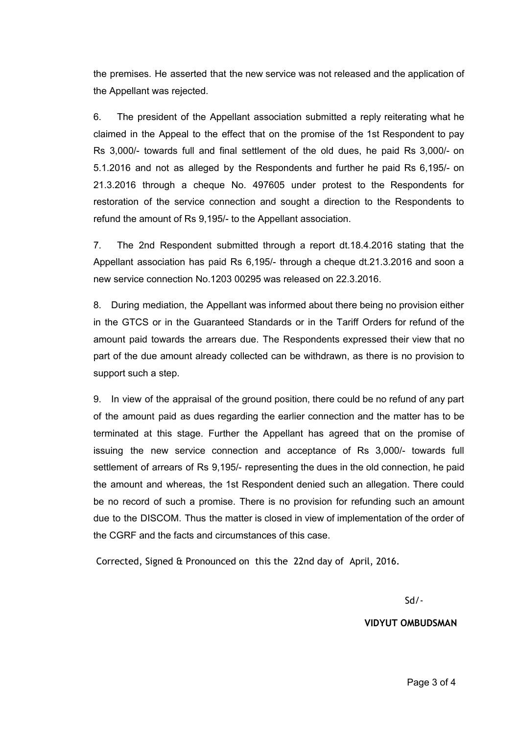the premises. He asserted that the new service was not released and the application of the Appellant was rejected.

6. The president of the Appellant association submitted a reply reiterating what he claimed in the Appeal to the effect that on the promise of the 1st Respondent to pay Rs 3,000/- towards full and final settlement of the old dues, he paid Rs 3,000/- on 5.1.2016 and not as alleged by the Respondents and further he paid Rs 6,195/- on 21.3.2016 through a cheque No. 497605 under protest to the Respondents for restoration of the service connection and sought a direction to the Respondents to refund the amount of Rs 9,195/- to the Appellant association.

7. The 2nd Respondent submitted through a report dt.18.4.2016 stating that the Appellant association has paid Rs 6,195/- through a cheque dt.21.3.2016 and soon a new service connection No.1203 00295 was released on 22.3.2016.

8. During mediation, the Appellant was informed about there being no provision either in the GTCS or in the Guaranteed Standards or in the Tariff Orders for refund of the amount paid towards the arrears due. The Respondents expressed their view that no part of the due amount already collected can be withdrawn, as there is no provision to support such a step.

9. In view of the appraisal of the ground position, there could be no refund of any part of the amount paid as dues regarding the earlier connection and the matter has to be terminated at this stage. Further the Appellant has agreed that on the promise of issuing the new service connection and acceptance of Rs 3,000/- towards full settlement of arrears of Rs 9,195/- representing the dues in the old connection, he paid the amount and whereas, the 1st Respondent denied such an allegation. There could be no record of such a promise. There is no provision for refunding such an amount due to the DISCOM. Thus the matter is closed in view of implementation of the order of the CGRF and the facts and circumstances of this case.

Corrected, Signed & Pronounced on this the 22nd day of April, 2016.

Sd/-

**VIDYUT OMBUDSMAN**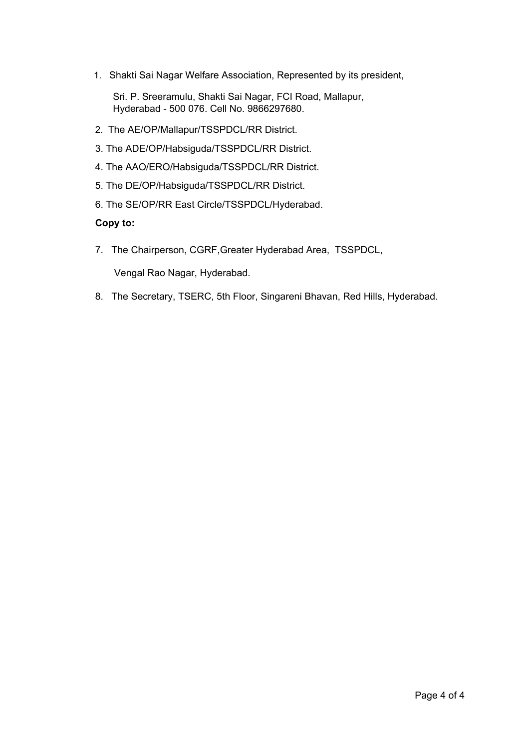1. Shakti Sai Nagar Welfare Association, Represented by its president,

   Sri. P. Sreeramulu, Shakti Sai Nagar, FCI Road, Mallapur,
   Hyderabad - 500 076. Cell No. 9866297680.

2. The AE/OP/Mallapur/TSSPDCL/RR District.
3. The ADE/OP/Habsiguda/TSSPDCL/RR District.
4. The AAO/ERO/Habsiguda/TSSPDCL/RR District.
5. The DE/OP/Habsiguda/TSSPDCL/RR District.
6. The SE/OP/RR East Circle/TSSPDCL/Hyderabad.

**Copy to:**

7. The Chairperson, CGRF,Greater Hyderabad Area, TSSPDCL,

   Vengal Rao Nagar, Hyderabad.

8. The Secretary, TSERC, 5th Floor, Singareni Bhavan, Red Hills, Hyderabad.